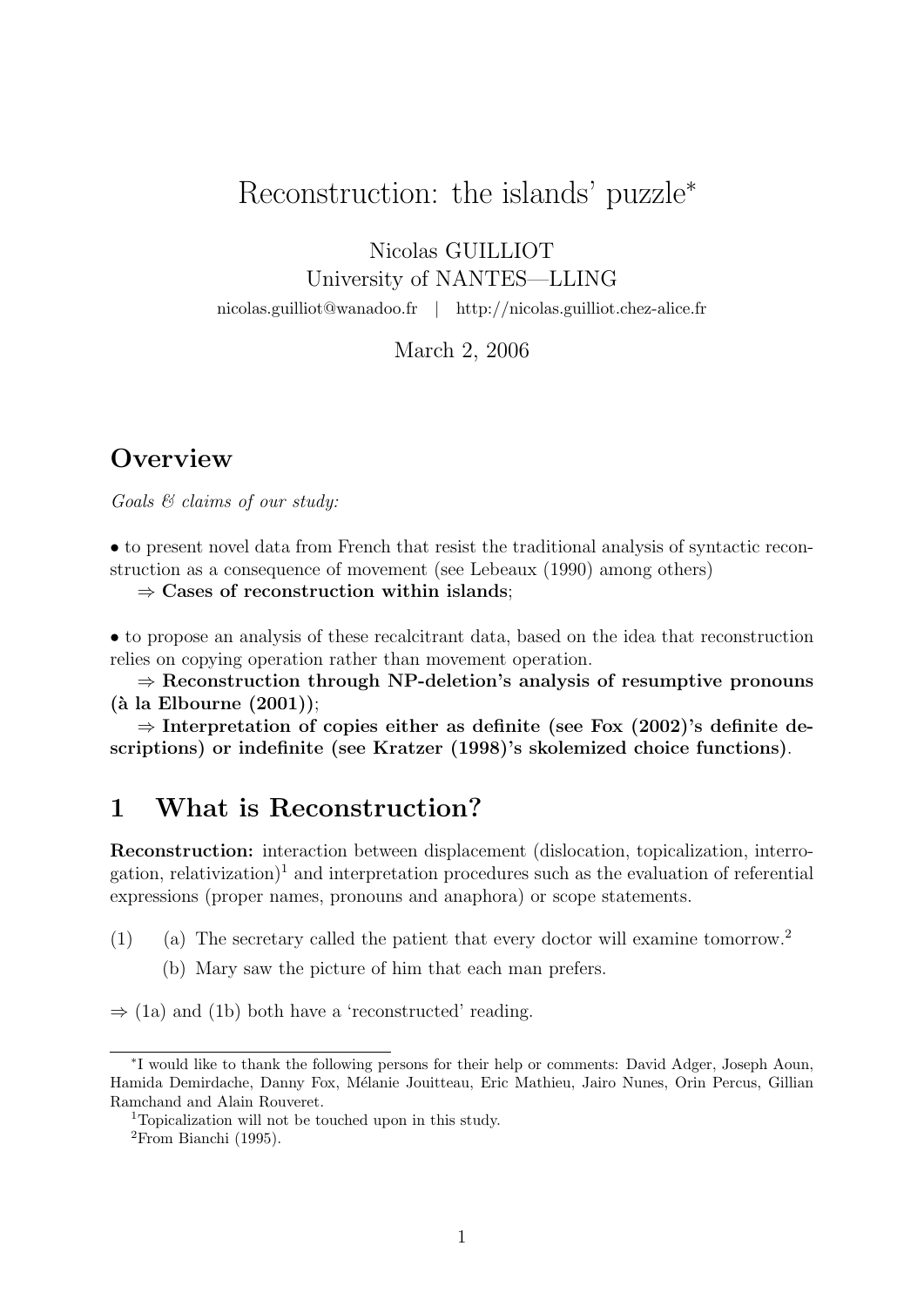# Reconstruction: the islands' puzzle[*]

Nicolas GUILLIOT
University of NANTES—LLING
nicolas.guilliot@wanadoo.fr | http://nicolas.guilliot.chez-alice.fr

March 2, 2006

## Overview

*Goals & claims of our study:*

• to present novel data from French that resist the traditional analysis of syntactic reconstruction as a consequence of movement (see Lebeaux (1990) among others)
⇒ **Cases of reconstruction within islands**;

• to propose an analysis of these recalcitrant data, based on the idea that reconstruction relies on copying operation rather than movement operation.
⇒ **Reconstruction through NP-deletion's analysis of resumptive pronouns (à la Elbourne (2001))**;
⇒ **Interpretation of copies either as definite (see Fox (2002)'s definite descriptions) or indefinite (see Kratzer (1998)'s skolemized choice functions)**.

## 1 What is Reconstruction?

**Reconstruction:** interaction between displacement (dislocation, topicalization, interrogation, relativization)[1] and interpretation procedures such as the evaluation of referential expressions (proper names, pronouns and anaphora) or scope statements.

(1) (a) The secretary called the patient that every doctor will examine tomorrow.[2]
(b) Mary saw the picture of him that each man prefers.

⇒ (1a) and (1b) both have a 'reconstructed' reading.

---

[*] I would like to thank the following persons for their help or comments: David Adger, Joseph Aoun, Hamida Demirdache, Danny Fox, Mélanie Jouitteau, Eric Mathieu, Jairo Nunes, Orin Percus, Gillian Ramchand and Alain Rouveret.

[1] Topicalization will not be touched upon in this study.

[2] From Bianchi (1995).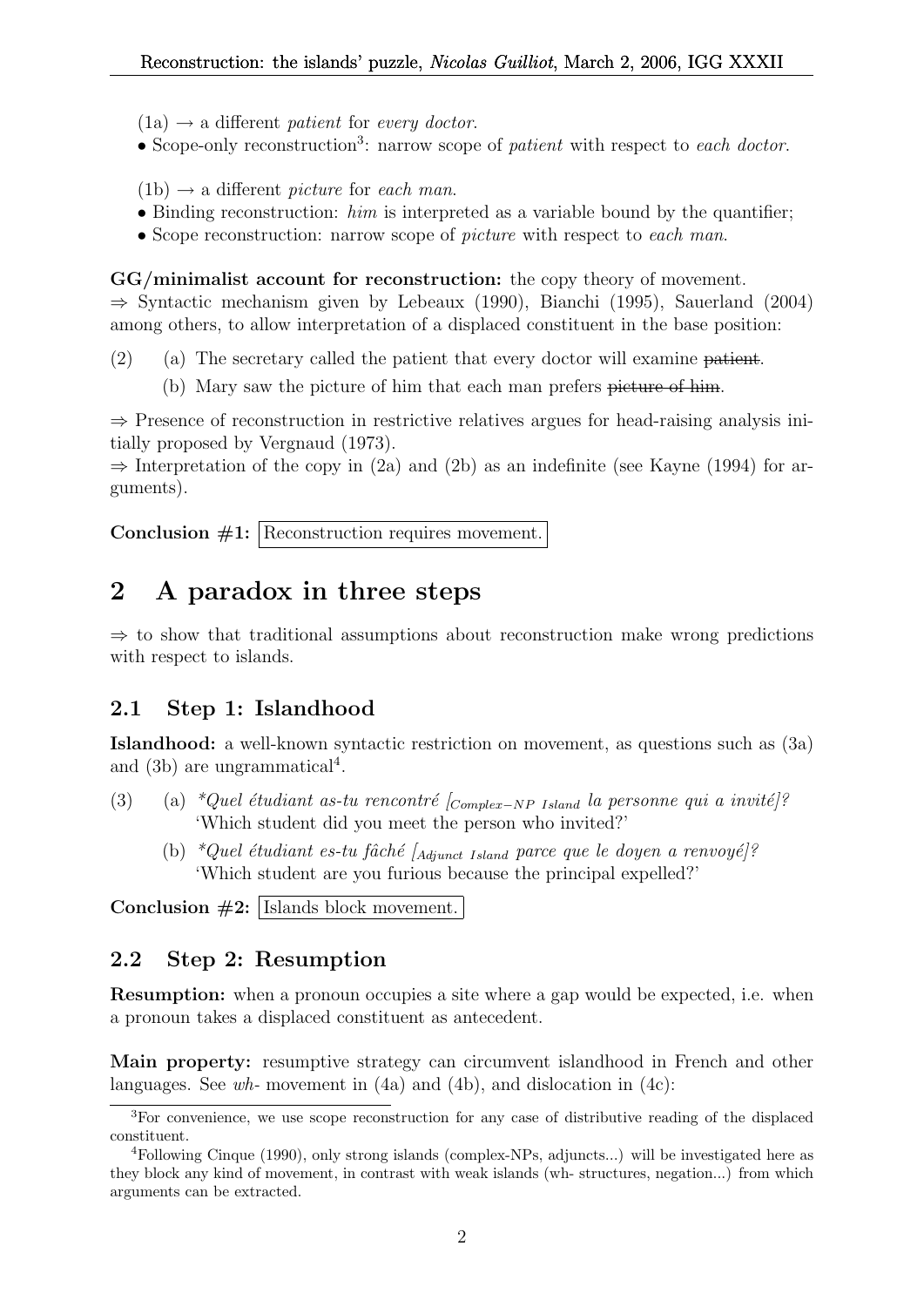(1a) → a different *patient* for *every doctor*.

- Scope-only reconstruction[3]: narrow scope of *patient* with respect to *each doctor*.

(1b) → a different *picture* for *each man*.

- Binding reconstruction: *him* is interpreted as a variable bound by the quantifier;
- Scope reconstruction: narrow scope of *picture* with respect to *each man*.

**GG/minimalist account for reconstruction:** the copy theory of movement.
⇒ Syntactic mechanism given by Lebeaux (1990), Bianchi (1995), Sauerland (2004) among others, to allow interpretation of a displaced constituent in the base position:

(2) (a) The secretary called the patient that every doctor will examine ~~patient~~.

(b) Mary saw the picture of him that each man prefers ~~picture of him~~.

⇒ Presence of reconstruction in restrictive relatives argues for head-raising analysis initially proposed by Vergnaud (1973).
⇒ Interpretation of the copy in (2a) and (2b) as an indefinite (see Kayne (1994) for arguments).

**Conclusion #1:** Reconstruction requires movement.

## 2 A paradox in three steps

⇒ to show that traditional assumptions about reconstruction make wrong predictions with respect to islands.

### 2.1 Step 1: Islandhood

**Islandhood:** a well-known syntactic restriction on movement, as questions such as (3a) and (3b) are ungrammatical[4].

(3) (a) *\*Quel étudiant as-tu rencontré [$_{Complex-NP\ Island}$ la personne qui a invité]?*
'Which student did you meet the person who invited?'

(b) *\*Quel étudiant es-tu fâché [$_{Adjunct\ Island}$ parce que le doyen a renvoyé]?*
'Which student are you furious because the principal expelled?'

**Conclusion #2:** Islands block movement.

### 2.2 Step 2: Resumption

**Resumption:** when a pronoun occupies a site where a gap would be expected, i.e. when a pronoun takes a displaced constituent as antecedent.

**Main property:** resumptive strategy can circumvent islandhood in French and other languages. See *wh-* movement in (4a) and (4b), and dislocation in (4c):

[3] For convenience, we use scope reconstruction for any case of distributive reading of the displaced constituent.

[4] Following Cinque (1990), only strong islands (complex-NPs, adjuncts...) will be investigated here as they block any kind of movement, in contrast with weak islands (wh- structures, negation...) from which arguments can be extracted.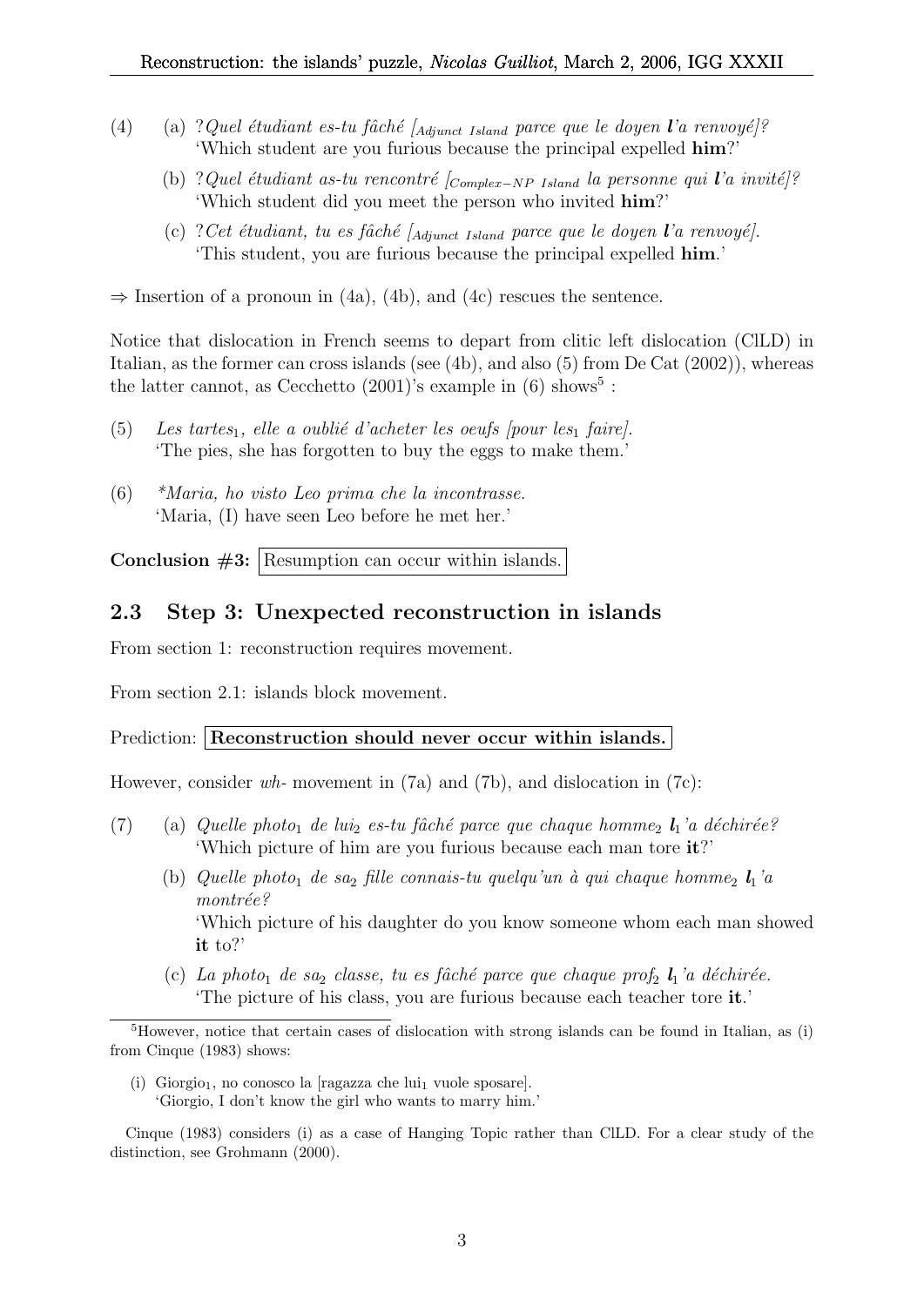(4) (a) ?*Quel étudiant es-tu fâché [$_{Adjunct\ Island}$ parce que le doyen **l'**a renvoyé]?*
'Which student are you furious because the principal expelled **him**?'

(b) ?*Quel étudiant as-tu rencontré [$_{Complex-NP\ Island}$ la personne qui **l'**a invité]?*
'Which student did you meet the person who invited **him**?'

(c) ?*Cet étudiant, tu es fâché [$_{Adjunct\ Island}$ parce que le doyen **l'**a renvoyé].*
'This student, you are furious because the principal expelled **him**.'

⇒ Insertion of a pronoun in (4a), (4b), and (4c) rescues the sentence.

Notice that dislocation in French seems to depart from clitic left dislocation (ClLD) in Italian, as the former can cross islands (see (4b), and also (5) from De Cat (2002)), whereas the latter cannot, as Cecchetto (2001)'s example in (6) shows[5] :

(5) *Les tartes$_1$, elle a oublié d'acheter les oeufs [pour les$_1$ faire].*
'The pies, she has forgotten to buy the eggs to make them.'

(6) *\*Maria, ho visto Leo prima che la incontrasse.*
'Maria, (I) have seen Leo before he met her.'

**Conclusion #3:** Resumption can occur within islands.

## 2.3 Step 3: Unexpected reconstruction in islands

From section 1: reconstruction requires movement.

From section 2.1: islands block movement.

Prediction: **Reconstruction should never occur within islands.**

However, consider *wh-* movement in (7a) and (7b), and dislocation in (7c):

(7) (a) *Quelle photo$_1$ de lui$_2$ es-tu fâché parce que chaque homme$_2$ **l**$_1$'a déchirée?*
'Which picture of him are you furious because each man tore **it**?'

(b) *Quelle photo$_1$ de sa$_2$ fille connais-tu quelqu'un à qui chaque homme$_2$ **l**$_1$'a montrée?*
'Which picture of his daughter do you know someone whom each man showed **it** to?'

(c) *La photo$_1$ de sa$_2$ classe, tu es fâché parce que chaque prof$_2$ **l**$_1$'a déchirée.*
'The picture of his class, you are furious because each teacher tore **it**.'

---

[5]However, notice that certain cases of dislocation with strong islands can be found in Italian, as (i) from Cinque (1983) shows:

(i) Giorgio$_1$, no conosco la [ragazza che lui$_1$ vuole sposare].
'Giorgio, I don't know the girl who wants to marry him.'

Cinque (1983) considers (i) as a case of Hanging Topic rather than ClLD. For a clear study of the distinction, see Grohmann (2000).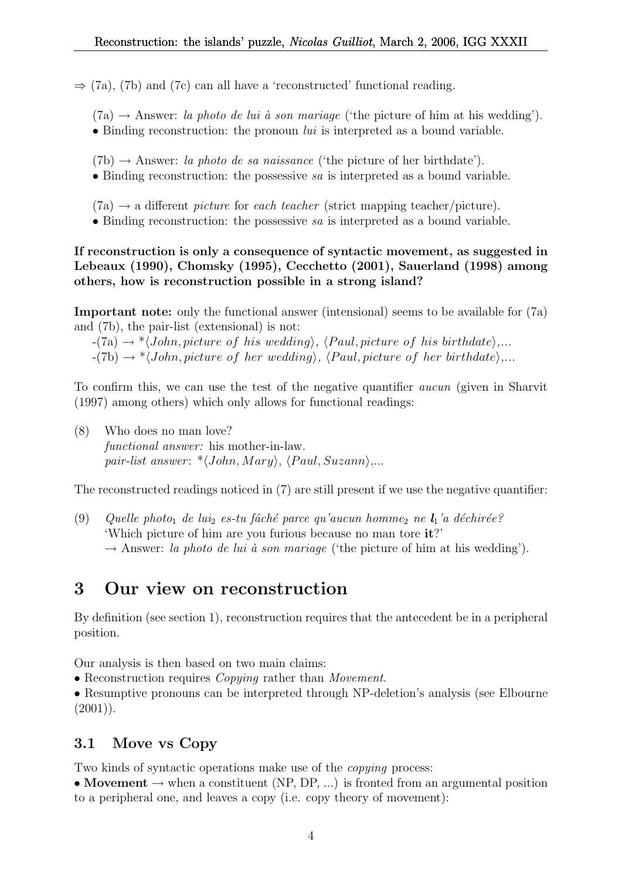⇒ (7a), (7b) and (7c) can all have a 'reconstructed' functional reading.

(7a) → Answer: *la photo de lui à son mariage* ('the picture of him at his wedding').
• Binding reconstruction: the pronoun *lui* is interpreted as a bound variable.

(7b) → Answer: *la photo de sa naissance* ('the picture of her birthdate').
• Binding reconstruction: the possessive *sa* is interpreted as a bound variable.

(7a) → a different *picture* for *each teacher* (strict mapping teacher/picture).
• Binding reconstruction: the possessive *sa* is interpreted as a bound variable.

**If reconstruction is only a consequence of syntactic movement, as suggested in Lebeaux (1990), Chomsky (1995), Cecchetto (2001), Sauerland (1998) among others, how is reconstruction possible in a strong island?**

**Important note:** only the functional answer (intensional) seems to be available for (7a) and (7b), the pair-list (extensional) is not:
-(7a) → *$\langle John, picture\ of\ his\ wedding\rangle$, $\langle Paul, picture\ of\ his\ birthdate\rangle$,...
-(7b) → *$\langle John, picture\ of\ her\ wedding\rangle$, $\langle Paul, picture\ of\ her\ birthdate\rangle$,...

To confirm this, we can use the test of the negative quantifier *aucun* (given in Sharvit (1997) among others) which only allows for functional readings:

(8) Who does no man love?
*functional answer:* his mother-in-law.
*pair-list answer*: *$\langle John, Mary\rangle$, $\langle Paul, Suzann\rangle$,...

The reconstructed readings noticed in (7) are still present if we use the negative quantifier:

(9) *Quelle photo$_1$ de lui$_2$ es-tu fâché parce qu'aucun homme$_2$ ne **l**$_1$'a déchirée?*
'Which picture of him are you furious because no man tore **it**?'
→ Answer: *la photo de lui à son mariage* ('the picture of him at his wedding').

# 3 Our view on reconstruction

By definition (see section 1), reconstruction requires that the antecedent be in a peripheral position.

Our analysis is then based on two main claims:
• Reconstruction requires *Copying* rather than *Movement*.
• Resumptive pronouns can be interpreted through NP-deletion's analysis (see Elbourne (2001)).

## 3.1 Move vs Copy

Two kinds of syntactic operations make use of the *copying* process:
• **Movement** → when a constituent (NP, DP, ...) is fronted from an argumental position to a peripheral one, and leaves a copy (i.e. copy theory of movement):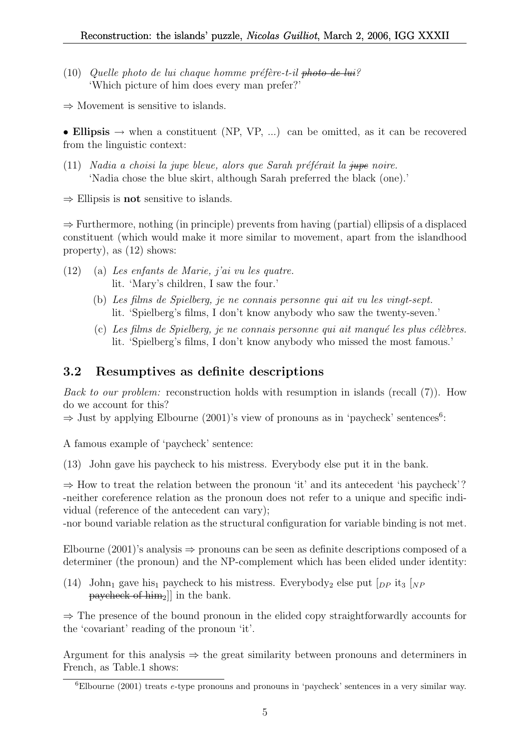(10) *Quelle photo de lui chaque homme préfère-t-il ~~photo de lui~~?*
'Which picture of him does every man prefer?'

⇒ Movement is sensitive to islands.

• **Ellipsis** → when a constituent (NP, VP, ...) can be omitted, as it can be recovered from the linguistic context:

(11) *Nadia a choisi la jupe bleue, alors que Sarah préférait la ~~jupe~~ noire.*
'Nadia chose the blue skirt, although Sarah preferred the black (one).'

⇒ Ellipsis is **not** sensitive to islands.

⇒ Furthermore, nothing (in principle) prevents from having (partial) ellipsis of a displaced constituent (which would make it more similar to movement, apart from the islandhood property), as (12) shows:

(12) (a) *Les enfants de Marie, j'ai vu les quatre.*
lit. 'Mary's children, I saw the four.'

(b) *Les films de Spielberg, je ne connais personne qui ait vu les vingt-sept.*
lit. 'Spielberg's films, I don't know anybody who saw the twenty-seven.'

(c) *Les films de Spielberg, je ne connais personne qui ait manqué les plus célèbres.*
lit. 'Spielberg's films, I don't know anybody who missed the most famous.'

## 3.2 Resumptives as definite descriptions

*Back to our problem:* reconstruction holds with resumption in islands (recall (7)). How do we account for this?
⇒ Just by applying Elbourne (2001)'s view of pronouns as in 'paycheck' sentences[6]:

A famous example of 'paycheck' sentence:

(13) John gave his paycheck to his mistress. Everybody else put it in the bank.

⇒ How to treat the relation between the pronoun 'it' and its antecedent 'his paycheck'?
-neither coreference relation as the pronoun does not refer to a unique and specific individual (reference of the antecedent can vary);
-nor bound variable relation as the structural configuration for variable binding is not met.

Elbourne (2001)'s analysis ⇒ pronouns can be seen as definite descriptions composed of a determiner (the pronoun) and the NP-complement which has been elided under identity:

(14) $\text{John}_1$ gave $\text{his}_1$ paycheck to his mistress. $\text{Everybody}_2$ else put $[_{DP}$ $\text{it}_3$ $[_{NP}$ ~~paycheck of him~~$_2]]$ in the bank.

⇒ The presence of the bound pronoun in the elided copy straightforwardly accounts for the 'covariant' reading of the pronoun 'it'.

Argument for this analysis ⇒ the great similarity between pronouns and determiners in French, as Table.1 shows:

[6] Elbourne (2001) treats *e*-type pronouns and pronouns in 'paycheck' sentences in a very similar way.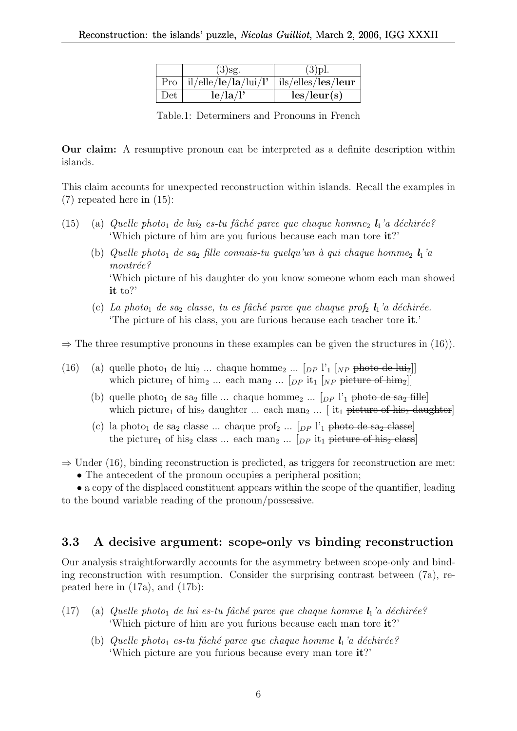| | (3)sg. | (3)pl. |
|---|---|---|
| Pro | il/elle/**le**/**la**/lui/**l'** | ils/elles/**les**/**leur** |
| Det | **le**/**la**/**l'** | **les**/**leur(s)** |

Table.1: Determiners and Pronouns in French

**Our claim:** A resumptive pronoun can be interpreted as a definite description within islands.

This claim accounts for unexpected reconstruction within islands. Recall the examples in (7) repeated here in (15):

(15) (a) *Quelle photo$_1$ de lui$_2$ es-tu fâché parce que chaque homme$_2$ **l**$_1$'a déchirée?*
'Which picture of him are you furious because each man tore **it**?'

(b) *Quelle photo$_1$ de sa$_2$ fille connais-tu quelqu'un à qui chaque homme$_2$ **l**$_1$'a montrée?*
'Which picture of his daughter do you know someone whom each man showed **it** to?'

(c) *La photo$_1$ de sa$_2$ classe, tu es fâché parce que chaque prof$_2$ **l**$_1$'a déchirée.*
'The picture of his class, you are furious because each teacher tore **it**.'

⇒ The three resumptive pronouns in these examples can be given the structures in (16)).

(16) (a) quelle photo$_1$ de lui$_2$ ... chaque homme$_2$ ... [$_{DP}$ l'$_1$ [$_{NP}$ ~~photo de lui$_2$~~]]
which picture$_1$ of him$_2$ ... each man$_2$ ... [$_{DP}$ it$_1$ [$_{NP}$ ~~picture of him$_2$~~]]

(b) quelle photo$_1$ de sa$_2$ fille ... chaque homme$_2$ ... [$_{DP}$ l'$_1$ ~~photo de sa$_2$ fille~~]
which picture$_1$ of his$_2$ daughter ... each man$_2$ ... [ it$_1$ ~~picture of his$_2$ daughter~~]

(c) la photo$_1$ de sa$_2$ classe ... chaque prof$_2$ ... [$_{DP}$ l'$_1$ ~~photo de sa$_2$ classe~~]
the picture$_1$ of his$_2$ class ... each man$_2$ ... [$_{DP}$ it$_1$ ~~picture of his$_2$ class~~]

⇒ Under (16), binding reconstruction is predicted, as triggers for reconstruction are met:
- The antecedent of the pronoun occupies a peripheral position;
- a copy of the displaced constituent appears within the scope of the quantifier, leading to the bound variable reading of the pronoun/possessive.

### 3.3 A decisive argument: scope-only vs binding reconstruction

Our analysis straightforwardly accounts for the asymmetry between scope-only and binding reconstruction with resumption. Consider the surprising contrast between (7a), repeated here in (17a), and (17b):

(17) (a) *Quelle photo$_1$ de lui es-tu fâché parce que chaque homme **l**$_1$'a déchirée?*
'Which picture of him are you furious because each man tore **it**?'

(b) *Quelle photo$_1$ es-tu fâché parce que chaque homme **l**$_1$'a déchirée?*
'Which picture are you furious because every man tore **it**?'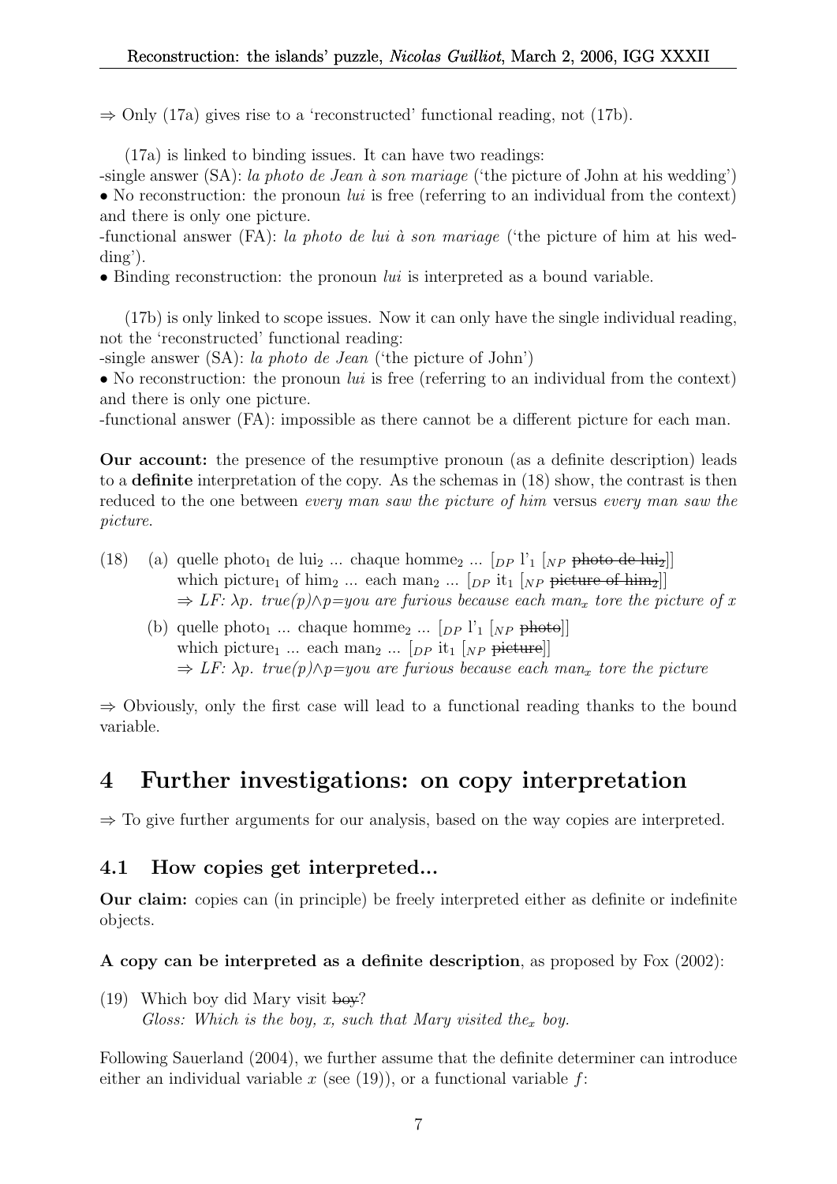⇒ Only (17a) gives rise to a 'reconstructed' functional reading, not (17b).

(17a) is linked to binding issues. It can have two readings:
-single answer (SA): *la photo de Jean à son mariage* ('the picture of John at his wedding')
• No reconstruction: the pronoun *lui* is free (referring to an individual from the context) and there is only one picture.
-functional answer (FA): *la photo de lui à son mariage* ('the picture of him at his wedding').
• Binding reconstruction: the pronoun *lui* is interpreted as a bound variable.

(17b) is only linked to scope issues. Now it can only have the single individual reading, not the 'reconstructed' functional reading:
-single answer (SA): *la photo de Jean* ('the picture of John')
• No reconstruction: the pronoun *lui* is free (referring to an individual from the context) and there is only one picture.
-functional answer (FA): impossible as there cannot be a different picture for each man.

**Our account:** the presence of the resumptive pronoun (as a definite description) leads to a **definite** interpretation of the copy. As the schemas in (18) show, the contrast is then reduced to the one between *every man saw the picture of him* versus *every man saw the picture*.

(18) (a) quelle photo$_1$ de lui$_2$ ... chaque homme$_2$ ... $[_{DP}$ l'$_1$ $[_{NP}$ ~~photo de lui$_2$~~$]]$
which picture$_1$ of him$_2$ ... each man$_2$ ... $[_{DP}$ it$_1$ $[_{NP}$ ~~picture of him$_2$~~$]]$
⇒ *LF: $\lambda p$. true(p)$\wedge$p=you are furious because each man$_x$ tore the picture of x*

(b) quelle photo$_1$ ... chaque homme$_2$ ... $[_{DP}$ l'$_1$ $[_{NP}$ ~~photo~~$]]$
which picture$_1$ ... each man$_2$ ... $[_{DP}$ it$_1$ $[_{NP}$ ~~picture~~$]]$
⇒ *LF: $\lambda p$. true(p)$\wedge$p=you are furious because each man$_x$ tore the picture*

⇒ Obviously, only the first case will lead to a functional reading thanks to the bound variable.

# 4 Further investigations: on copy interpretation

⇒ To give further arguments for our analysis, based on the way copies are interpreted.

## 4.1 How copies get interpreted...

**Our claim:** copies can (in principle) be freely interpreted either as definite or indefinite objects.

**A copy can be interpreted as a definite description**, as proposed by Fox (2002):

(19) Which boy did Mary visit ~~boy~~?
*Gloss: Which is the boy, x, such that Mary visited the$_x$ boy.*

Following Sauerland (2004), we further assume that the definite determiner can introduce either an individual variable $x$ (see (19)), or a functional variable $f$: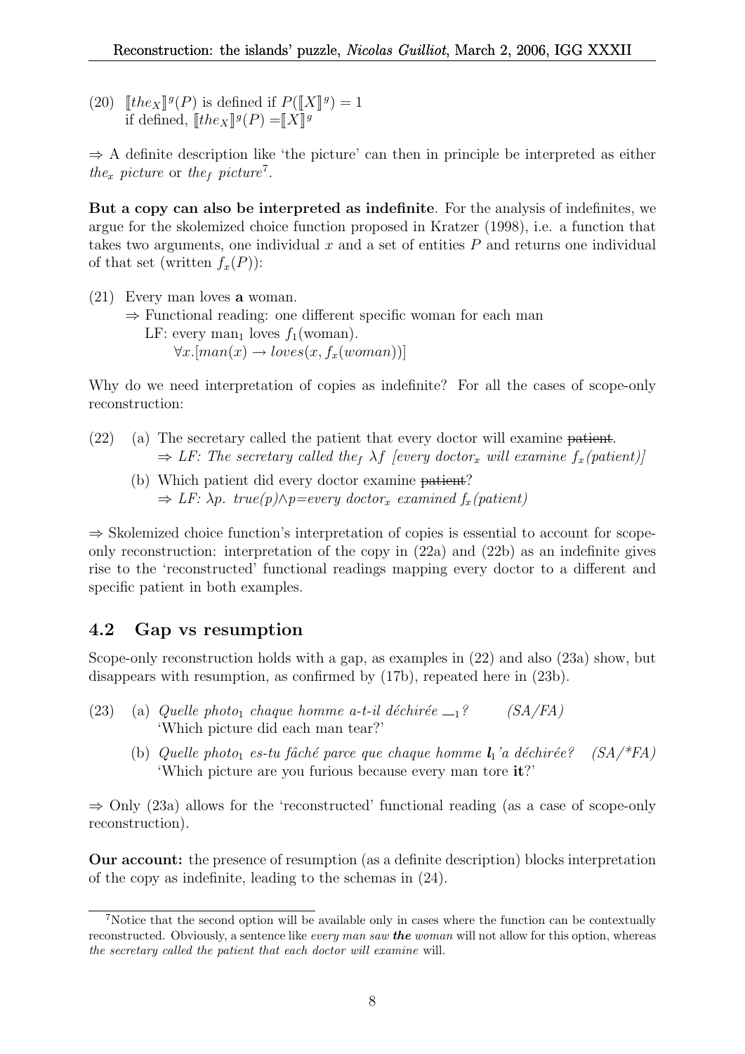(20) $[\![the_X]\!]^g(P)$ is defined if $P([\![X]\!]^g) = 1$
if defined, $[\![the_X]\!]^g(P) = [\![X]\!]^g$

⇒ A definite description like 'the picture' can then in principle be interpreted as either *the$_x$ picture* or *the$_f$ picture*[7].

**But a copy can also be interpreted as indefinite**. For the analysis of indefinites, we argue for the skolemized choice function proposed in Kratzer (1998), i.e. a function that takes two arguments, one individual $x$ and a set of entities $P$ and returns one individual of that set (written $f_x(P)$):

(21) Every man loves **a** woman.
⇒ Functional reading: one different specific woman for each man
LF: every man$_1$ loves $f_1$(woman).
$\forall x.[man(x) \rightarrow loves(x, f_x(woman))]$

Why do we need interpretation of copies as indefinite? For all the cases of scope-only reconstruction:

(22) (a) The secretary called the patient that every doctor will examine ~~patient~~.
⇒ *LF: The secretary called the$_f$ $\lambda f$ [every doctor$_x$ will examine $f_x$(patient)]*

(b) Which patient did every doctor examine ~~patient~~?
⇒ *LF: $\lambda p$. true(p)$\wedge$p=every doctor$_x$ examined $f_x$(patient)*

⇒ Skolemized choice function's interpretation of copies is essential to account for scope-only reconstruction: interpretation of the copy in (22a) and (22b) as an indefinite gives rise to the 'reconstructed' functional readings mapping every doctor to a different and specific patient in both examples.

## 4.2 Gap vs resumption

Scope-only reconstruction holds with a gap, as examples in (22) and also (23a) show, but disappears with resumption, as confirmed by (17b), repeated here in (23b).

(23) (a) *Quelle photo$_1$ chaque homme a-t-il déchirée \_\_$_1$?* (SA/FA)
'Which picture did each man tear?'

(b) *Quelle photo$_1$ es-tu fâché parce que chaque homme **l**$_1$'a déchirée?* (SA/*FA)
'Which picture are you furious because every man tore **it**?'

⇒ Only (23a) allows for the 'reconstructed' functional reading (as a case of scope-only reconstruction).

**Our account:** the presence of resumption (as a definite description) blocks interpretation of the copy as indefinite, leading to the schemas in (24).

[7]Notice that the second option will be available only in cases where the function can be contextually reconstructed. Obviously, a sentence like *every man saw **the** woman* will not allow for this option, whereas *the secretary called the patient that each doctor will examine* will.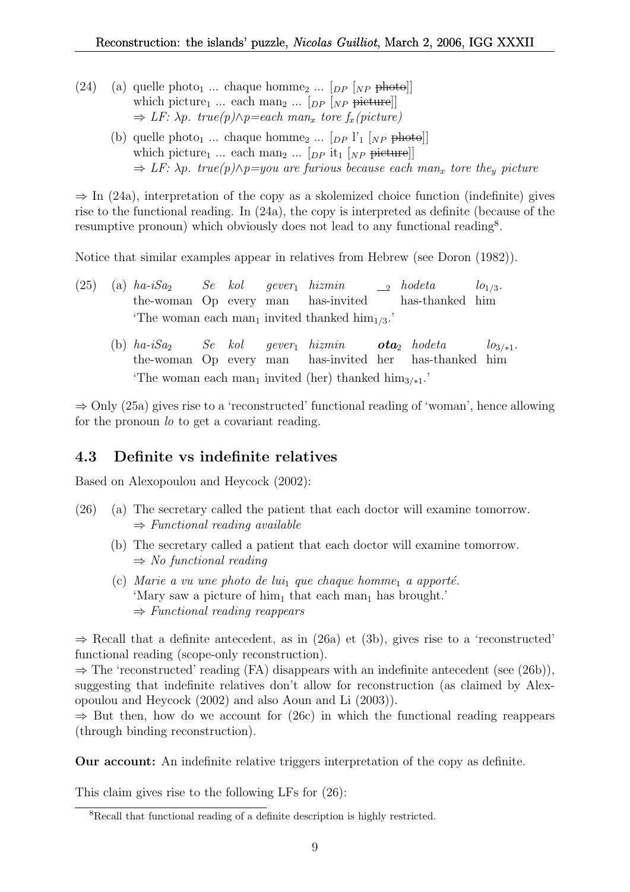(24) (a) quelle photo$_1$ ... chaque homme$_2$ ... [$_{DP}$ [$_{NP}$ ~~photo~~]]
which picture$_1$ ... each man$_2$ ... [$_{DP}$ [$_{NP}$ ~~picture~~]]
⇒ *LF: λp. true(p)∧p=each man$_x$ tore f$_x$(picture)*

(b) quelle photo$_1$ ... chaque homme$_2$ ... [$_{DP}$ l'$_1$ [$_{NP}$ ~~photo~~]]
which picture$_1$ ... each man$_2$ ... [$_{DP}$ it$_1$ [$_{NP}$ ~~picture~~]]
⇒ *LF: λp. true(p)∧p=you are furious because each man$_x$ tore the$_y$ picture*

⇒ In (24a), interpretation of the copy as a skolemized choice function (indefinite) gives rise to the functional reading. In (24a), the copy is interpreted as definite (because of the resumptive pronoun) which obviously does not lead to any functional reading[8].

Notice that similar examples appear in relatives from Hebrew (see Doron (1982)).

(25) (a) *ha-iSa$_2$ Se kol gever$_1$ hizmin \_$_2$ hodeta lo$_{1/3}$.*
the-woman Op every man has-invited has-thanked him
'The woman each man$_1$ invited thanked him$_{1/3}$.'

(b) *ha-iSa$_2$ Se kol gever$_1$ hizmin* ***ota$_2$*** *hodeta lo$_{3/*1}$.*
the-woman Op every man has-invited her has-thanked him
'The woman each man$_1$ invited (her) thanked him$_{3/*1}$.'

⇒ Only (25a) gives rise to a 'reconstructed' functional reading of 'woman', hence allowing for the pronoun *lo* to get a covariant reading.

### 4.3 Definite vs indefinite relatives

Based on Alexopoulou and Heycock (2002):

(26) (a) The secretary called the patient that each doctor will examine tomorrow.
⇒ *Functional reading available*

(b) The secretary called a patient that each doctor will examine tomorrow.
⇒ *No functional reading*

(c) *Marie a vu une photo de lui$_1$ que chaque homme$_1$ a apporté.*
'Mary saw a picture of him$_1$ that each man$_1$ has brought.'
⇒ *Functional reading reappears*

⇒ Recall that a definite antecedent, as in (26a) et (3b), gives rise to a 'reconstructed' functional reading (scope-only reconstruction).
⇒ The 'reconstructed' reading (FA) disappears with an indefinite antecedent (see (26b)), suggesting that indefinite relatives don't allow for reconstruction (as claimed by Alexopoulou and Heycock (2002) and also Aoun and Li (2003)).
⇒ But then, how do we account for (26c) in which the functional reading reappears (through binding reconstruction).

**Our account:** An indefinite relative triggers interpretation of the copy as definite.

This claim gives rise to the following LFs for (26):

[8] Recall that functional reading of a definite description is highly restricted.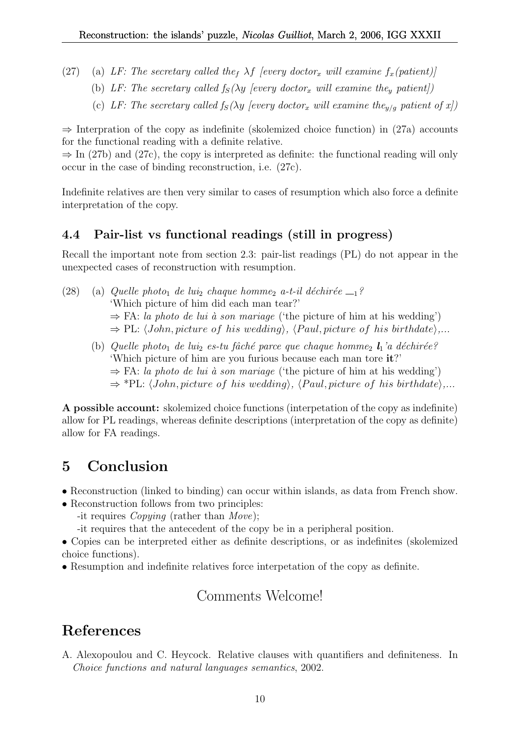(27) (a) *LF: The secretary called the$_f$ $\lambda f$ [every doctor$_x$ will examine $f_x$(patient)]*

(b) *LF: The secretary called $f_S$($\lambda y$ [every doctor$_x$ will examine the$_y$ patient])*

(c) *LF: The secretary called $f_S$($\lambda y$ [every doctor$_x$ will examine the$_{y/g}$ patient of x])*

$\Rightarrow$ Interpration of the copy as indefinite (skolemized choice function) in (27a) accounts for the functional reading with a definite relative.
$\Rightarrow$ In (27b) and (27c), the copy is interpreted as definite: the functional reading will only occur in the case of binding reconstruction, i.e. (27c).

Indefinite relatives are then very similar to cases of resumption which also force a definite interpretation of the copy.

### 4.4 Pair-list vs functional readings (still in progress)

Recall the important note from section 2.3: pair-list readings (PL) do not appear in the unexpected cases of reconstruction with resumption.

(28) (a) *Quelle photo$_1$ de lui$_2$ chaque homme$_2$ a-t-il déchirée $\_\__1$?*
'Which picture of him did each man tear?'
$\Rightarrow$ FA: *la photo de lui à son mariage* ('the picture of him at his wedding')
$\Rightarrow$ PL: $\langle John, picture\ of\ his\ wedding\rangle$, $\langle Paul, picture\ of\ his\ birthdate\rangle$,...

(b) *Quelle photo$_1$ de lui$_2$ es-tu fâché parce que chaque homme$_2$* ***l**$_1$'a déchirée?*
'Which picture of him are you furious because each man tore **it**?'
$\Rightarrow$ FA: *la photo de lui à son mariage* ('the picture of him at his wedding')
$\Rightarrow$ *PL: $\langle John, picture\ of\ his\ wedding\rangle$, $\langle Paul, picture\ of\ his\ birthdate\rangle$,...

**A possible account:** skolemized choice functions (interpetation of the copy as indefinite) allow for PL readings, whereas definite descriptions (interpretation of the copy as definite) allow for FA readings.

## 5 Conclusion

- Reconstruction (linked to binding) can occur within islands, as data from French show.
- Reconstruction follows from two principles:
  -it requires *Copying* (rather than *Move*);
  -it requires that the antecedent of the copy be in a peripheral position.
- Copies can be interpreted either as definite descriptions, or as indefinites (skolemized choice functions).
- Resumption and indefinite relatives force interpetation of the copy as definite.

Comments Welcome!

## References

A. Alexopoulou and C. Heycock. Relative clauses with quantifiers and definiteness. In *Choice functions and natural languages semantics*, 2002.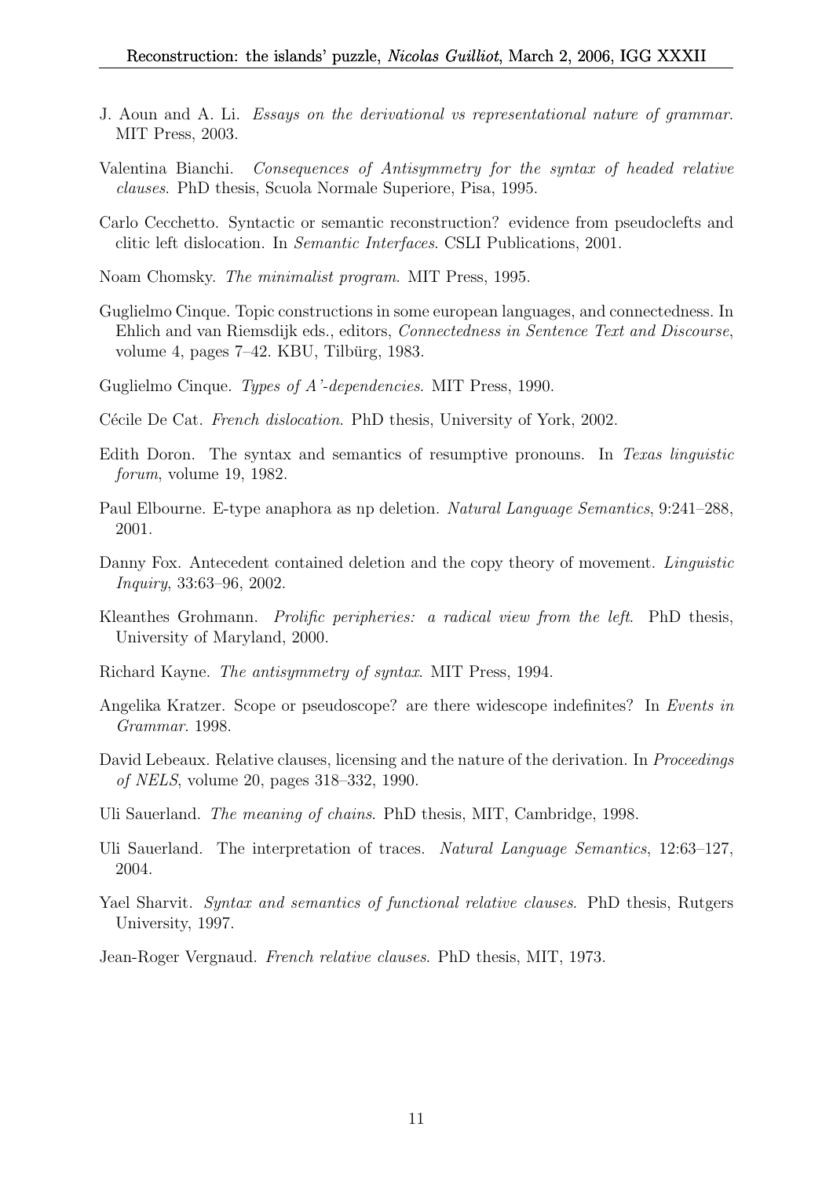J. Aoun and A. Li. *Essays on the derivational vs representational nature of grammar*. MIT Press, 2003.

Valentina Bianchi. *Consequences of Antisymmetry for the syntax of headed relative clauses*. PhD thesis, Scuola Normale Superiore, Pisa, 1995.

Carlo Cecchetto. Syntactic or semantic reconstruction? evidence from pseudoclefts and clitic left dislocation. In *Semantic Interfaces*. CSLI Publications, 2001.

Noam Chomsky. *The minimalist program*. MIT Press, 1995.

Guglielmo Cinque. Topic constructions in some european languages, and connectedness. In Ehlich and van Riemsdijk eds., editors, *Connectedness in Sentence Text and Discourse*, volume 4, pages 7–42. KBU, Tilbürg, 1983.

Guglielmo Cinque. *Types of A'-dependencies*. MIT Press, 1990.

Cécile De Cat. *French dislocation*. PhD thesis, University of York, 2002.

Edith Doron. The syntax and semantics of resumptive pronouns. In *Texas linguistic forum*, volume 19, 1982.

Paul Elbourne. E-type anaphora as np deletion. *Natural Language Semantics*, 9:241–288, 2001.

Danny Fox. Antecedent contained deletion and the copy theory of movement. *Linguistic Inquiry*, 33:63–96, 2002.

Kleanthes Grohmann. *Prolific peripheries: a radical view from the left*. PhD thesis, University of Maryland, 2000.

Richard Kayne. *The antisymmetry of syntax*. MIT Press, 1994.

Angelika Kratzer. Scope or pseudoscope? are there widescope indefinites? In *Events in Grammar*. 1998.

David Lebeaux. Relative clauses, licensing and the nature of the derivation. In *Proceedings of NELS*, volume 20, pages 318–332, 1990.

Uli Sauerland. *The meaning of chains*. PhD thesis, MIT, Cambridge, 1998.

Uli Sauerland. The interpretation of traces. *Natural Language Semantics*, 12:63–127, 2004.

Yael Sharvit. *Syntax and semantics of functional relative clauses*. PhD thesis, Rutgers University, 1997.

Jean-Roger Vergnaud. *French relative clauses*. PhD thesis, MIT, 1973.